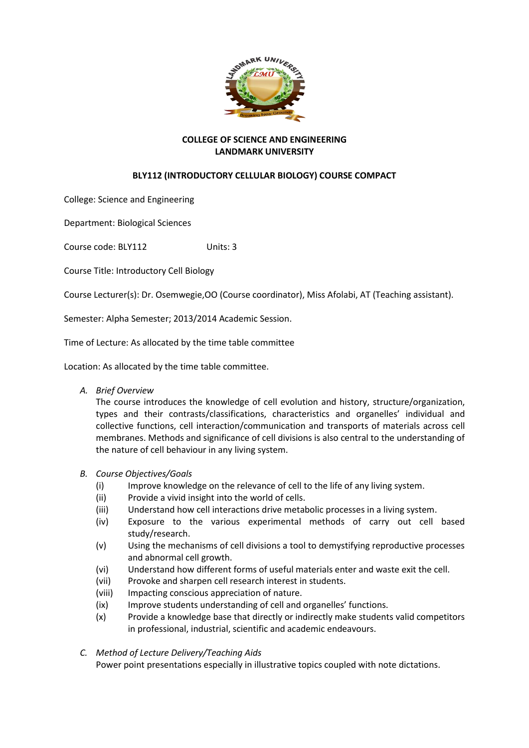**COLLEGE OF SCIENCE AND ENGINEERING**
**LANDMARK UNIVERSITY**

**BLY112 (INTRODUCTORY CELLULAR BIOLOGY) COURSE COMPACT**

College: Science and Engineering

Department: Biological Sciences

Course code: BLY112 Units: 3

Course Title: Introductory Cell Biology

Course Lecturer(s): Dr. Osemwegie,OO (Course coordinator), Miss Afolabi, AT (Teaching assistant).

Semester: Alpha Semester; 2013/2014 Academic Session.

Time of Lecture: As allocated by the time table committee

Location: As allocated by the time table committee.

A. *Brief Overview*

The course introduces the knowledge of cell evolution and history, structure/organization, types and their contrasts/classifications, characteristics and organelles' individual and collective functions, cell interaction/communication and transports of materials across cell membranes. Methods and significance of cell divisions is also central to the understanding of the nature of cell behaviour in any living system.

B. *Course Objectives/Goals*

(i) Improve knowledge on the relevance of cell to the life of any living system.
(ii) Provide a vivid insight into the world of cells.
(iii) Understand how cell interactions drive metabolic processes in a living system.
(iv) Exposure to the various experimental methods of carry out cell based study/research.
(v) Using the mechanisms of cell divisions a tool to demystifying reproductive processes and abnormal cell growth.
(vi) Understand how different forms of useful materials enter and waste exit the cell.
(vii) Provoke and sharpen cell research interest in students.
(viii) Impacting conscious appreciation of nature.
(ix) Improve students understanding of cell and organelles' functions.
(x) Provide a knowledge base that directly or indirectly make students valid competitors in professional, industrial, scientific and academic endeavours.

C. *Method of Lecture Delivery/Teaching Aids*

Power point presentations especially in illustrative topics coupled with note dictations.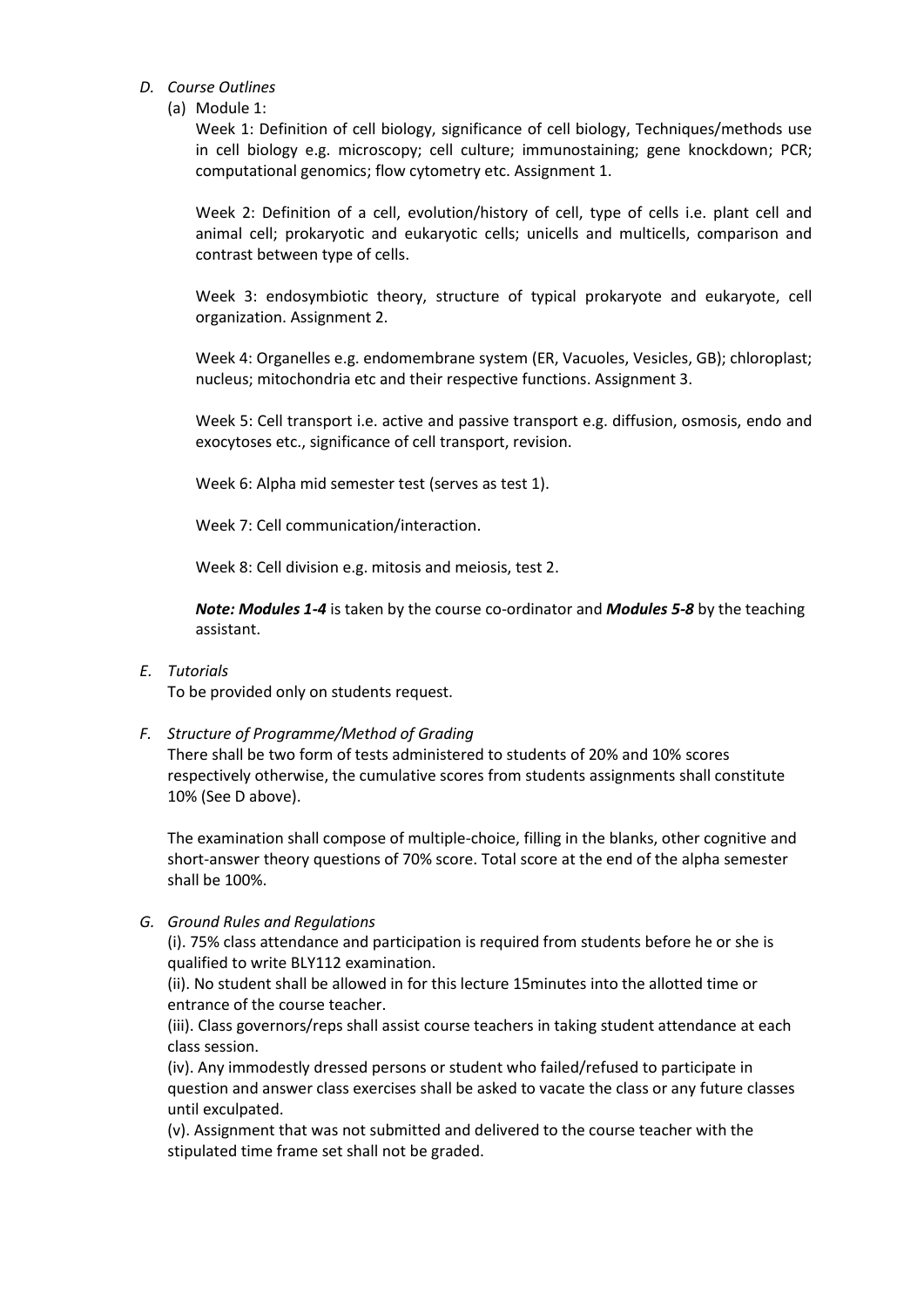*D. Course Outlines*

(a) Module 1:

Week 1: Definition of cell biology, significance of cell biology, Techniques/methods use in cell biology e.g. microscopy; cell culture; immunostaining; gene knockdown; PCR; computational genomics; flow cytometry etc. Assignment 1.

Week 2: Definition of a cell, evolution/history of cell, type of cells i.e. plant cell and animal cell; prokaryotic and eukaryotic cells; unicells and multicells, comparison and contrast between type of cells.

Week 3: endosymbiotic theory, structure of typical prokaryote and eukaryote, cell organization. Assignment 2.

Week 4: Organelles e.g. endomembrane system (ER, Vacuoles, Vesicles, GB); chloroplast; nucleus; mitochondria etc and their respective functions. Assignment 3.

Week 5: Cell transport i.e. active and passive transport e.g. diffusion, osmosis, endo and exocytoses etc., significance of cell transport, revision.

Week 6: Alpha mid semester test (serves as test 1).

Week 7: Cell communication/interaction.

Week 8: Cell division e.g. mitosis and meiosis, test 2.

***Note: Modules 1-4*** is taken by the course co-ordinator and ***Modules 5-8*** by the teaching assistant.

*E. Tutorials*

To be provided only on students request.

*F. Structure of Programme/Method of Grading*

There shall be two form of tests administered to students of 20% and 10% scores respectively otherwise, the cumulative scores from students assignments shall constitute 10% (See D above).

The examination shall compose of multiple-choice, filling in the blanks, other cognitive and short-answer theory questions of 70% score. Total score at the end of the alpha semester shall be 100%.

*G. Ground Rules and Regulations*

(i). 75% class attendance and participation is required from students before he or she is qualified to write BLY112 examination.

(ii). No student shall be allowed in for this lecture 15minutes into the allotted time or entrance of the course teacher.

(iii). Class governors/reps shall assist course teachers in taking student attendance at each class session.

(iv). Any immodestly dressed persons or student who failed/refused to participate in question and answer class exercises shall be asked to vacate the class or any future classes until exculpated.

(v). Assignment that was not submitted and delivered to the course teacher with the stipulated time frame set shall not be graded.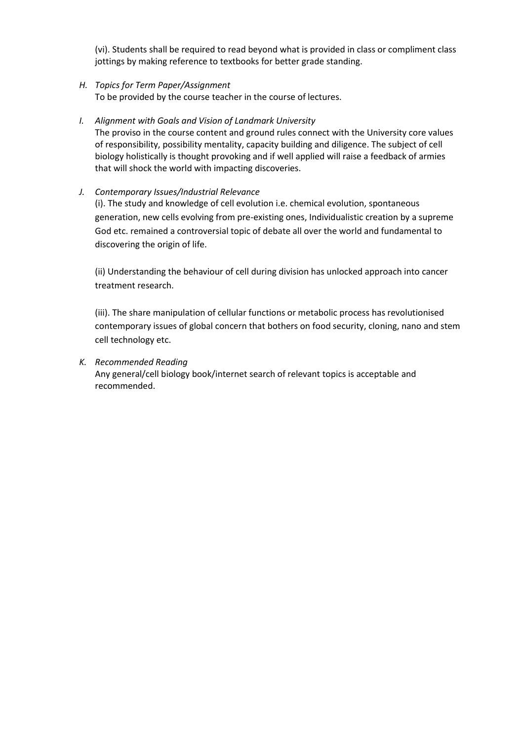(vi). Students shall be required to read beyond what is provided in class or compliment class jottings by making reference to textbooks for better grade standing.

*H. Topics for Term Paper/Assignment*

To be provided by the course teacher in the course of lectures.

*I. Alignment with Goals and Vision of Landmark University*

The proviso in the course content and ground rules connect with the University core values of responsibility, possibility mentality, capacity building and diligence. The subject of cell biology holistically is thought provoking and if well applied will raise a feedback of armies that will shock the world with impacting discoveries.

*J. Contemporary Issues/Industrial Relevance*

(i). The study and knowledge of cell evolution i.e. chemical evolution, spontaneous generation, new cells evolving from pre-existing ones, Individualistic creation by a supreme God etc. remained a controversial topic of debate all over the world and fundamental to discovering the origin of life.

(ii) Understanding the behaviour of cell during division has unlocked approach into cancer treatment research.

(iii). The share manipulation of cellular functions or metabolic process has revolutionised contemporary issues of global concern that bothers on food security, cloning, nano and stem cell technology etc.

*K. Recommended Reading*

Any general/cell biology book/internet search of relevant topics is acceptable and recommended.